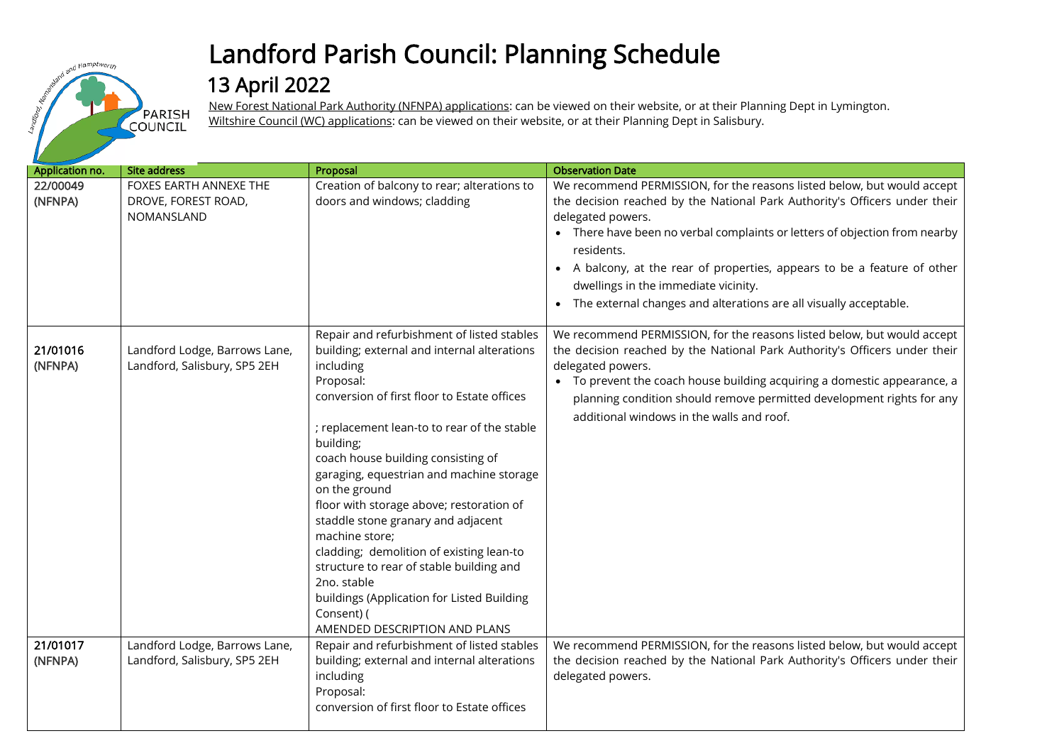# Landford Parish Council: Planning Schedule

## 13 April 2022

New Forest National Park Authority (NFNPA) applications: can be viewed on their website, or at their Planning Dept in Lymington.
Wiltshire Council (WC) applications: can be viewed on their website, or at their Planning Dept in Salisbury.

| Application no. | Site address | Proposal | Observation Date |
|---|---|---|---|
| 22/00049 (NFNPA) | FOXES EARTH ANNEXE THE DROVE, FOREST ROAD, NOMANSLAND | Creation of balcony to rear; alterations to doors and windows; cladding | We recommend PERMISSION, for the reasons listed below, but would accept the decision reached by the National Park Authority's Officers under their delegated powers. <br>• There have been no verbal complaints or letters of objection from nearby residents. <br>• A balcony, at the rear of properties, appears to be a feature of other dwellings in the immediate vicinity. <br>• The external changes and alterations are all visually acceptable. |
| 21/01016 (NFNPA) | Landford Lodge, Barrows Lane, Landford, Salisbury, SP5 2EH | Repair and refurbishment of listed stables building; external and internal alterations including Proposal: conversion of first floor to Estate offices ; replacement lean-to to rear of the stable building; coach house building consisting of garaging, equestrian and machine storage on the ground floor with storage above; restoration of staddle stone granary and adjacent machine store; cladding; demolition of existing lean-to structure to rear of stable building and 2no. stable buildings (Application for Listed Building Consent) ( AMENDED DESCRIPTION AND PLANS | We recommend PERMISSION, for the reasons listed below, but would accept the decision reached by the National Park Authority's Officers under their delegated powers. <br>• To prevent the coach house building acquiring a domestic appearance, a planning condition should remove permitted development rights for any additional windows in the walls and roof. |
| 21/01017 (NFNPA) | Landford Lodge, Barrows Lane, Landford, Salisbury, SP5 2EH | Repair and refurbishment of listed stables building; external and internal alterations including Proposal: conversion of first floor to Estate offices | We recommend PERMISSION, for the reasons listed below, but would accept the decision reached by the National Park Authority's Officers under their delegated powers. |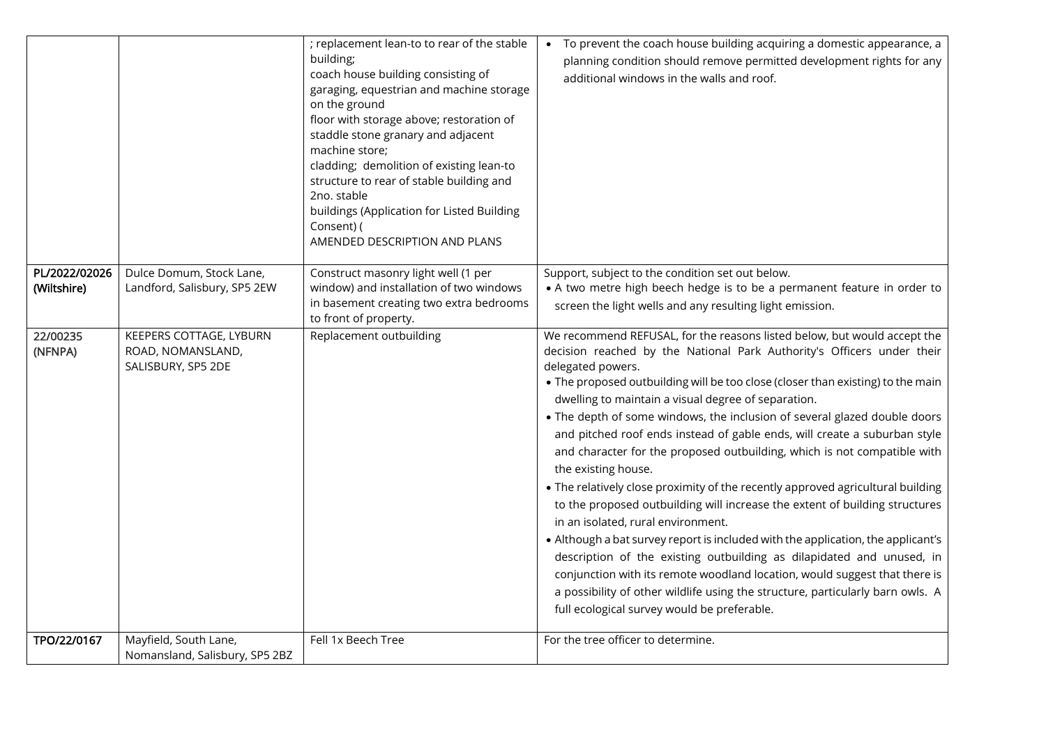| | | | |
|---|---|---|---|
| | | ; replacement lean-to to rear of the stable building; coach house building consisting of garaging, equestrian and machine storage on the ground floor with storage above; restoration of staddle stone granary and adjacent machine store; cladding; demolition of existing lean-to structure to rear of stable building and 2no. stable buildings (Application for Listed Building Consent) ( AMENDED DESCRIPTION AND PLANS | • To prevent the coach house building acquiring a domestic appearance, a planning condition should remove permitted development rights for any additional windows in the walls and roof. |
| **PL/2022/02026 (Wiltshire)** | Dulce Domum, Stock Lane, Landford, Salisbury, SP5 2EW | Construct masonry light well (1 per window) and installation of two windows in basement creating two extra bedrooms to front of property. | Support, subject to the condition set out below.<br>• A two metre high beech hedge is to be a permanent feature in order to screen the light wells and any resulting light emission. |
| **22/00235 (NFNPA)** | KEEPERS COTTAGE, LYBURN ROAD, NOMANSLAND, SALISBURY, SP5 2DE | Replacement outbuilding | We recommend REFUSAL, for the reasons listed below, but would accept the decision reached by the National Park Authority's Officers under their delegated powers.<br>• The proposed outbuilding will be too close (closer than existing) to the main dwelling to maintain a visual degree of separation.<br>• The depth of some windows, the inclusion of several glazed double doors and pitched roof ends instead of gable ends, will create a suburban style and character for the proposed outbuilding, which is not compatible with the existing house.<br>• The relatively close proximity of the recently approved agricultural building to the proposed outbuilding will increase the extent of building structures in an isolated, rural environment.<br>• Although a bat survey report is included with the application, the applicant's description of the existing outbuilding as dilapidated and unused, in conjunction with its remote woodland location, would suggest that there is a possibility of other wildlife using the structure, particularly barn owls. A full ecological survey would be preferable. |
| **TPO/22/0167** | Mayfield, South Lane, Nomansland, Salisbury, SP5 2BZ | Fell 1x Beech Tree | For the tree officer to determine. |